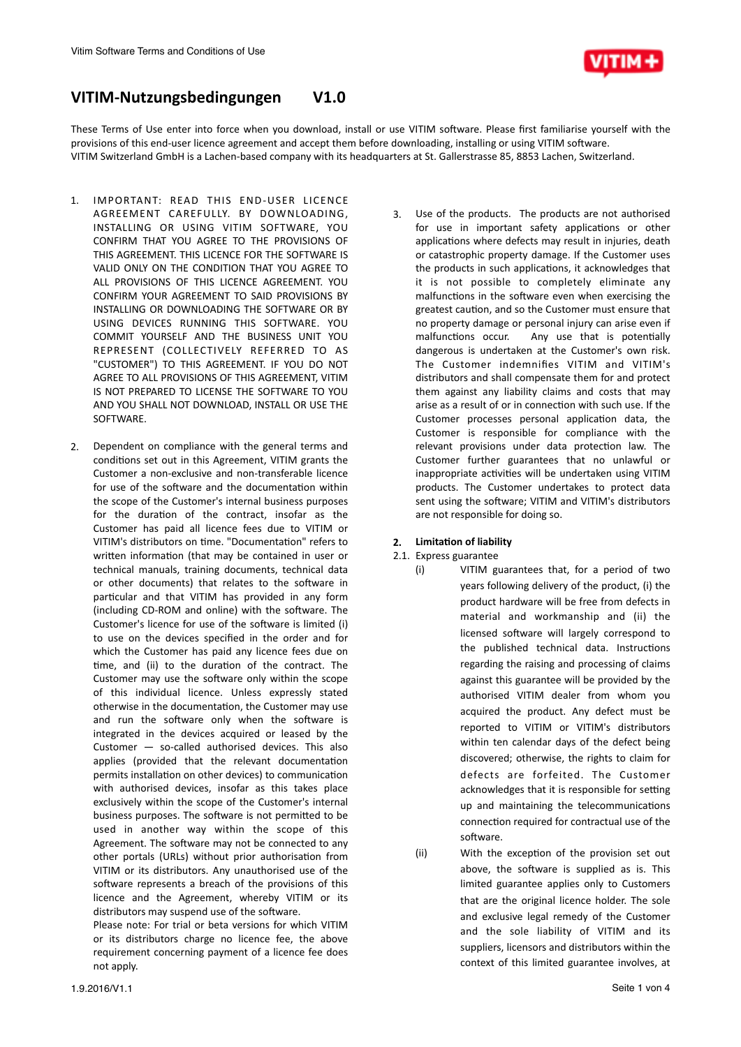# VITIM-Nutzungsbedingungen V1.0

These Terms of Use enter into force when you download, install or use VITIM software. Please first familiarise yourself with the provisions of this end-user licence agreement and accept them before downloading, installing or using VITIM software.
VITIM Switzerland GmbH is a Lachen-based company with its headquarters at St. Gallerstrasse 85, 8853 Lachen, Switzerland.

1. IMPORTANT: READ THIS END-USER LICENCE AGREEMENT CAREFULLY. BY DOWNLOADING, INSTALLING OR USING VITIM SOFTWARE, YOU CONFIRM THAT YOU AGREE TO THE PROVISIONS OF THIS AGREEMENT. THIS LICENCE FOR THE SOFTWARE IS VALID ONLY ON THE CONDITION THAT YOU AGREE TO ALL PROVISIONS OF THIS LICENCE AGREEMENT. YOU CONFIRM YOUR AGREEMENT TO SAID PROVISIONS BY INSTALLING OR DOWNLOADING THE SOFTWARE OR BY USING DEVICES RUNNING THIS SOFTWARE. YOU COMMIT YOURSELF AND THE BUSINESS UNIT YOU REPRESENT (COLLECTIVELY REFERRED TO AS "CUSTOMER") TO THIS AGREEMENT. IF YOU DO NOT AGREE TO ALL PROVISIONS OF THIS AGREEMENT, VITIM IS NOT PREPARED TO LICENSE THE SOFTWARE TO YOU AND YOU SHALL NOT DOWNLOAD, INSTALL OR USE THE SOFTWARE.

2. Dependent on compliance with the general terms and conditions set out in this Agreement, VITIM grants the Customer a non-exclusive and non-transferable licence for use of the software and the documentation within the scope of the Customer's internal business purposes for the duration of the contract, insofar as the Customer has paid all licence fees due to VITIM or VITIM's distributors on time. "Documentation" refers to written information (that may be contained in user or technical manuals, training documents, technical data or other documents) that relates to the software in particular and that VITIM has provided in any form (including CD-ROM and online) with the software. The Customer's licence for use of the software is limited (i) to use on the devices specified in the order and for which the Customer has paid any licence fees due on time, and (ii) to the duration of the contract. The Customer may use the software only within the scope of this individual licence. Unless expressly stated otherwise in the documentation, the Customer may use and run the software only when the software is integrated in the devices acquired or leased by the Customer — so-called authorised devices. This also applies (provided that the relevant documentation permits installation on other devices) to communication with authorised devices, insofar as this takes place exclusively within the scope of the Customer's internal business purposes. The software is not permitted to be used in another way within the scope of this Agreement. The software may not be connected to any other portals (URLs) without prior authorisation from VITIM or its distributors. Any unauthorised use of the software represents a breach of the provisions of this licence and the Agreement, whereby VITIM or its distributors may suspend use of the software.
Please note: For trial or beta versions for which VITIM or its distributors charge no licence fee, the above requirement concerning payment of a licence fee does not apply.

3. Use of the products. The products are not authorised for use in important safety applications or other applications where defects may result in injuries, death or catastrophic property damage. If the Customer uses the products in such applications, it acknowledges that it is not possible to completely eliminate any malfunctions in the software even when exercising the greatest caution, and so the Customer must ensure that no property damage or personal injury can arise even if malfunctions occur. Any use that is potentially dangerous is undertaken at the Customer's own risk. The Customer indemnifies VITIM and VITIM's distributors and shall compensate them for and protect them against any liability claims and costs that may arise as a result of or in connection with such use. If the Customer processes personal application data, the Customer is responsible for compliance with the relevant provisions under data protection law. The Customer further guarantees that no unlawful or inappropriate activities will be undertaken using VITIM products. The Customer undertakes to protect data sent using the software; VITIM and VITIM's distributors are not responsible for doing so.

## 2. Limitation of liability

2.1. Express guarantee

(i) VITIM guarantees that, for a period of two years following delivery of the product, (i) the product hardware will be free from defects in material and workmanship and (ii) the licensed software will largely correspond to the published technical data. Instructions regarding the raising and processing of claims against this guarantee will be provided by the authorised VITIM dealer from whom you acquired the product. Any defect must be reported to VITIM or VITIM's distributors within ten calendar days of the defect being discovered; otherwise, the rights to claim for defects are forfeited. The Customer acknowledges that it is responsible for setting up and maintaining the telecommunications connection required for contractual use of the software.

(ii) With the exception of the provision set out above, the software is supplied as is. This limited guarantee applies only to Customers that are the original licence holder. The sole and exclusive legal remedy of the Customer and the sole liability of VITIM and its suppliers, licensors and distributors within the context of this limited guarantee involves, at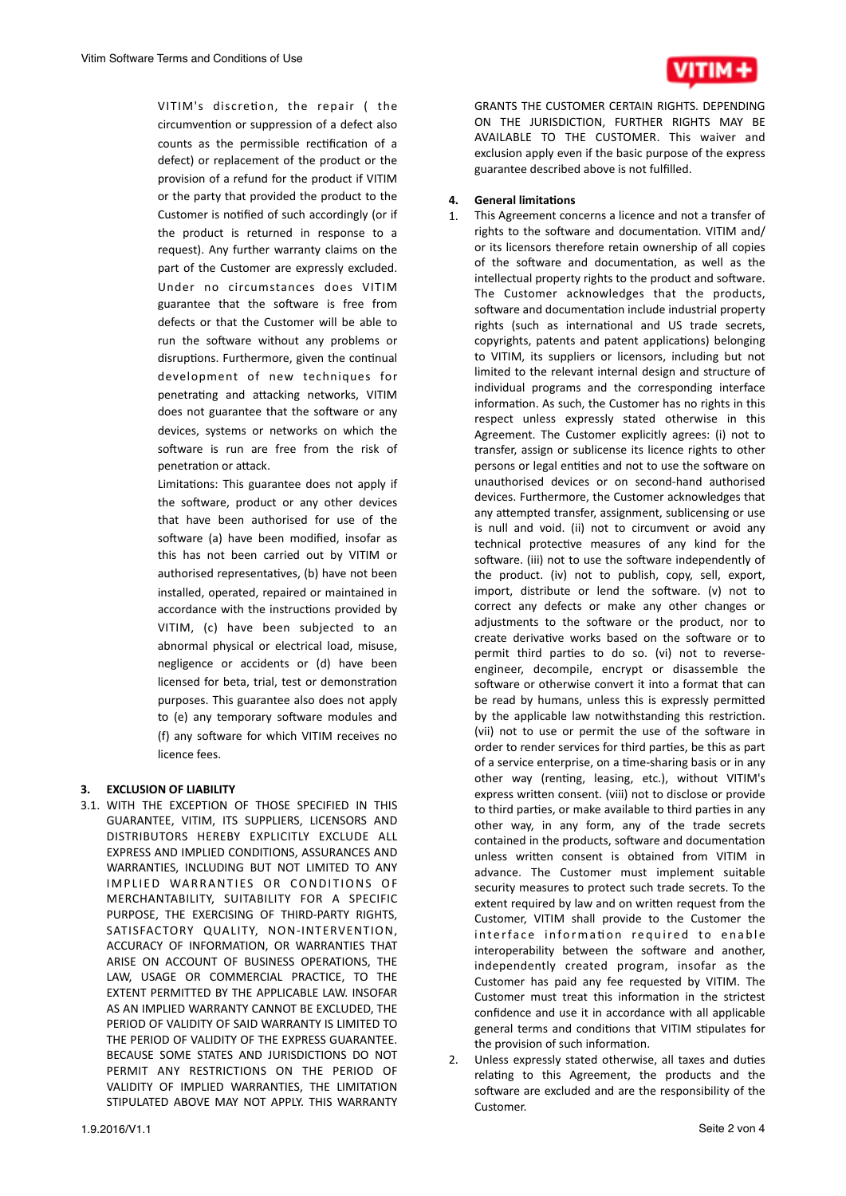VITIM's discretion, the repair ( the circumvention or suppression of a defect also counts as the permissible rectification of a defect) or replacement of the product or the provision of a refund for the product if VITIM or the party that provided the product to the Customer is notified of such accordingly (or if the product is returned in response to a request). Any further warranty claims on the part of the Customer are expressly excluded. Under no circumstances does VITIM guarantee that the software is free from defects or that the Customer will be able to run the software without any problems or disruptions. Furthermore, given the continual development of new techniques for penetrating and attacking networks, VITIM does not guarantee that the software or any devices, systems or networks on which the software is run are free from the risk of penetration or attack.

Limitations: This guarantee does not apply if the software, product or any other devices that have been authorised for use of the software (a) have been modified, insofar as this has not been carried out by VITIM or authorised representatives, (b) have not been installed, operated, repaired or maintained in accordance with the instructions provided by VITIM, (c) have been subjected to an abnormal physical or electrical load, misuse, negligence or accidents or (d) have been licensed for beta, trial, test or demonstration purposes. This guarantee also does not apply to (e) any temporary software modules and (f) any software for which VITIM receives no licence fees.

## 3. EXCLUSION OF LIABILITY

3.1. WITH THE EXCEPTION OF THOSE SPECIFIED IN THIS GUARANTEE, VITIM, ITS SUPPLIERS, LICENSORS AND DISTRIBUTORS HEREBY EXPLICITLY EXCLUDE ALL EXPRESS AND IMPLIED CONDITIONS, ASSURANCES AND WARRANTIES, INCLUDING BUT NOT LIMITED TO ANY IMPLIED WARRANTIES OR CONDITIONS OF MERCHANTABILITY, SUITABILITY FOR A SPECIFIC PURPOSE, THE EXERCISING OF THIRD-PARTY RIGHTS, SATISFACTORY QUALITY, NON-INTERVENTION, ACCURACY OF INFORMATION, OR WARRANTIES THAT ARISE ON ACCOUNT OF BUSINESS OPERATIONS, THE LAW, USAGE OR COMMERCIAL PRACTICE, TO THE EXTENT PERMITTED BY THE APPLICABLE LAW. INSOFAR AS AN IMPLIED WARRANTY CANNOT BE EXCLUDED, THE PERIOD OF VALIDITY OF SAID WARRANTY IS LIMITED TO THE PERIOD OF VALIDITY OF THE EXPRESS GUARANTEE. BECAUSE SOME STATES AND JURISDICTIONS DO NOT PERMIT ANY RESTRICTIONS ON THE PERIOD OF VALIDITY OF IMPLIED WARRANTIES, THE LIMITATION STIPULATED ABOVE MAY NOT APPLY. THIS WARRANTY GRANTS THE CUSTOMER CERTAIN RIGHTS. DEPENDING ON THE JURISDICTION, FURTHER RIGHTS MAY BE AVAILABLE TO THE CUSTOMER. This waiver and exclusion apply even if the basic purpose of the express guarantee described above is not fulfilled.

## 4. General limitations

1. This Agreement concerns a licence and not a transfer of rights to the software and documentation. VITIM and/or its licensors therefore retain ownership of all copies of the software and documentation, as well as the intellectual property rights to the product and software. The Customer acknowledges that the products, software and documentation include industrial property rights (such as international and US trade secrets, copyrights, patents and patent applications) belonging to VITIM, its suppliers or licensors, including but not limited to the relevant internal design and structure of individual programs and the corresponding interface information. As such, the Customer has no rights in this respect unless expressly stated otherwise in this Agreement. The Customer explicitly agrees: (i) not to transfer, assign or sublicense its licence rights to other persons or legal entities and not to use the software on unauthorised devices or on second-hand authorised devices. Furthermore, the Customer acknowledges that any attempted transfer, assignment, sublicensing or use is null and void. (ii) not to circumvent or avoid any technical protective measures of any kind for the software. (iii) not to use the software independently of the product. (iv) not to publish, copy, sell, export, import, distribute or lend the software. (v) not to correct any defects or make any other changes or adjustments to the software or the product, nor to create derivative works based on the software or to permit third parties to do so. (vi) not to reverse-engineer, decompile, encrypt or disassemble the software or otherwise convert it into a format that can be read by humans, unless this is expressly permitted by the applicable law notwithstanding this restriction. (vii) not to use or permit the use of the software in order to render services for third parties, be this as part of a service enterprise, on a time-sharing basis or in any other way (renting, leasing, etc.), without VITIM's express written consent. (viii) not to disclose or provide to third parties, or make available to third parties in any other way, in any form, any of the trade secrets contained in the products, software and documentation unless written consent is obtained from VITIM in advance. The Customer must implement suitable security measures to protect such trade secrets. To the extent required by law and on written request from the Customer, VITIM shall provide to the Customer the interface information required to enable interoperability between the software and another, independently created program, insofar as the Customer has paid any fee requested by VITIM. The Customer must treat this information in the strictest confidence and use it in accordance with all applicable general terms and conditions that VITIM stipulates for the provision of such information.
2. Unless expressly stated otherwise, all taxes and duties relating to this Agreement, the products and the software are excluded and are the responsibility of the Customer.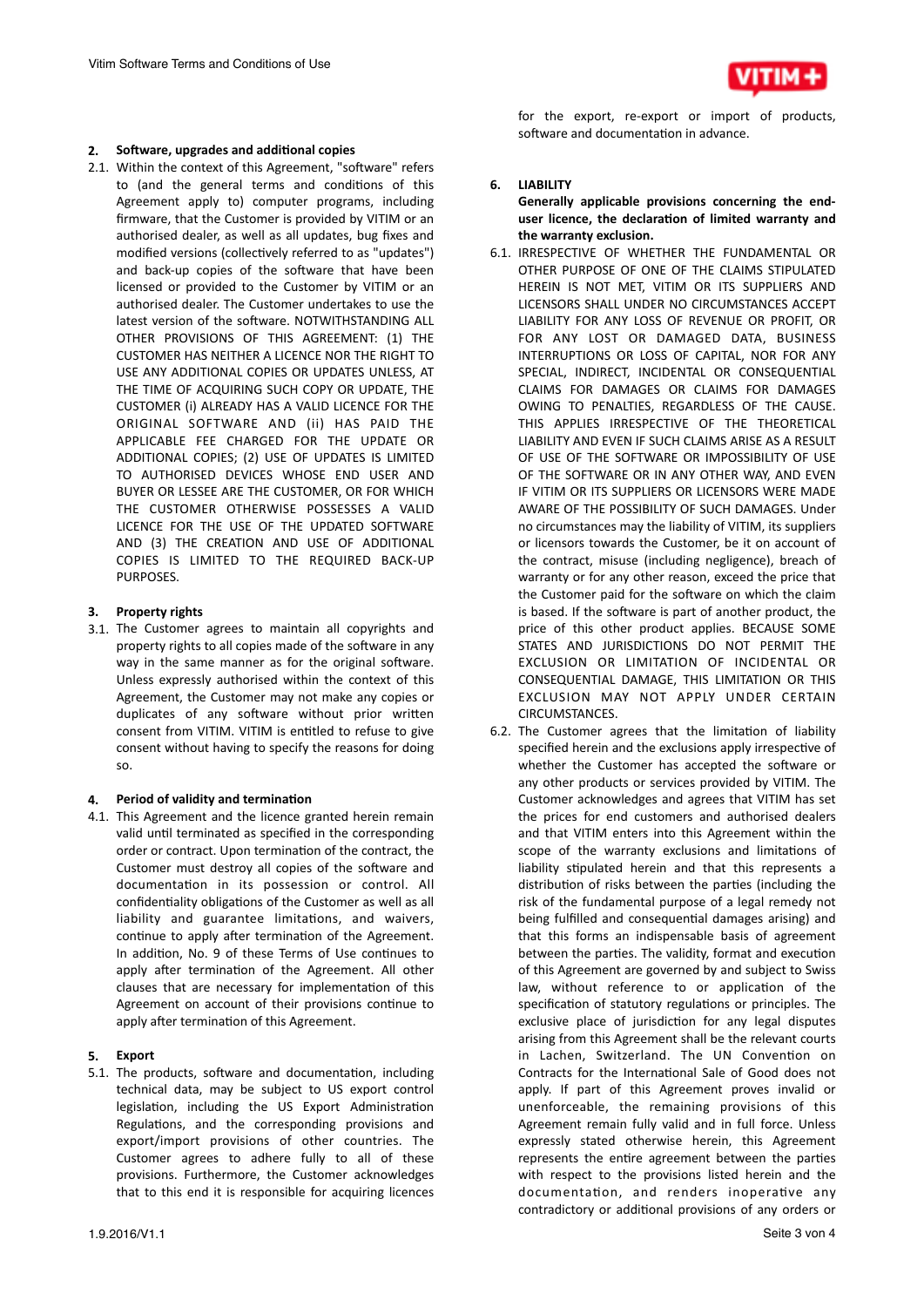## 2. Software, upgrades and additional copies

2.1. Within the context of this Agreement, "software" refers to (and the general terms and conditions of this Agreement apply to) computer programs, including firmware, that the Customer is provided by VITIM or an authorised dealer, as well as all updates, bug fixes and modified versions (collectively referred to as "updates") and back-up copies of the software that have been licensed or provided to the Customer by VITIM or an authorised dealer. The Customer undertakes to use the latest version of the software. NOTWITHSTANDING ALL OTHER PROVISIONS OF THIS AGREEMENT: (1) THE CUSTOMER HAS NEITHER A LICENCE NOR THE RIGHT TO USE ANY ADDITIONAL COPIES OR UPDATES UNLESS, AT THE TIME OF ACQUIRING SUCH COPY OR UPDATE, THE CUSTOMER (i) ALREADY HAS A VALID LICENCE FOR THE ORIGINAL SOFTWARE AND (ii) HAS PAID THE APPLICABLE FEE CHARGED FOR THE UPDATE OR ADDITIONAL COPIES; (2) USE OF UPDATES IS LIMITED TO AUTHORISED DEVICES WHOSE END USER AND BUYER OR LESSEE ARE THE CUSTOMER, OR FOR WHICH THE CUSTOMER OTHERWISE POSSESSES A VALID LICENCE FOR THE USE OF THE UPDATED SOFTWARE AND (3) THE CREATION AND USE OF ADDITIONAL COPIES IS LIMITED TO THE REQUIRED BACK-UP PURPOSES.

## 3. Property rights

3.1. The Customer agrees to maintain all copyrights and property rights to all copies made of the software in any way in the same manner as for the original software. Unless expressly authorised within the context of this Agreement, the Customer may not make any copies or duplicates of any software without prior written consent from VITIM. VITIM is entitled to refuse to give consent without having to specify the reasons for doing so.

## 4. Period of validity and termination

4.1. This Agreement and the licence granted herein remain valid until terminated as specified in the corresponding order or contract. Upon termination of the contract, the Customer must destroy all copies of the software and documentation in its possession or control. All confidentiality obligations of the Customer as well as all liability and guarantee limitations, and waivers, continue to apply after termination of the Agreement. In addition, No. 9 of these Terms of Use continues to apply after termination of the Agreement. All other clauses that are necessary for implementation of this Agreement on account of their provisions continue to apply after termination of this Agreement.

## 5. Export

5.1. The products, software and documentation, including technical data, may be subject to US export control legislation, including the US Export Administration Regulations, and the corresponding provisions and export/import provisions of other countries. The Customer agrees to adhere fully to all of these provisions. Furthermore, the Customer acknowledges that to this end it is responsible for acquiring licences for the export, re-export or import of products, software and documentation in advance.

## 6. LIABILITY

**Generally applicable provisions concerning the end-user licence, the declaration of limited warranty and the warranty exclusion.**

6.1. IRRESPECTIVE OF WHETHER THE FUNDAMENTAL OR OTHER PURPOSE OF ONE OF THE CLAIMS STIPULATED HEREIN IS NOT MET, VITIM OR ITS SUPPLIERS AND LICENSORS SHALL UNDER NO CIRCUMSTANCES ACCEPT LIABILITY FOR ANY LOSS OF REVENUE OR PROFIT, OR FOR ANY LOST OR DAMAGED DATA, BUSINESS INTERRUPTIONS OR LOSS OF CAPITAL, NOR FOR ANY SPECIAL, INDIRECT, INCIDENTAL OR CONSEQUENTIAL CLAIMS FOR DAMAGES OR CLAIMS FOR DAMAGES OWING TO PENALTIES, REGARDLESS OF THE CAUSE. THIS APPLIES IRRESPECTIVE OF THE THEORETICAL LIABILITY AND EVEN IF SUCH CLAIMS ARISE AS A RESULT OF USE OF THE SOFTWARE OR IMPOSSIBILITY OF USE OF THE SOFTWARE OR IN ANY OTHER WAY, AND EVEN IF VITIM OR ITS SUPPLIERS OR LICENSORS WERE MADE AWARE OF THE POSSIBILITY OF SUCH DAMAGES. Under no circumstances may the liability of VITIM, its suppliers or licensors towards the Customer, be it on account of the contract, misuse (including negligence), breach of warranty or for any other reason, exceed the price that the Customer paid for the software on which the claim is based. If the software is part of another product, the price of this other product applies. BECAUSE SOME STATES AND JURISDICTIONS DO NOT PERMIT THE EXCLUSION OR LIMITATION OF INCIDENTAL OR CONSEQUENTIAL DAMAGE, THIS LIMITATION OR THIS EXCLUSION MAY NOT APPLY UNDER CERTAIN CIRCUMSTANCES.

6.2. The Customer agrees that the limitation of liability specified herein and the exclusions apply irrespective of whether the Customer has accepted the software or any other products or services provided by VITIM. The Customer acknowledges and agrees that VITIM has set the prices for end customers and authorised dealers and that VITIM enters into this Agreement within the scope of the warranty exclusions and limitations of liability stipulated herein and that this represents a distribution of risks between the parties (including the risk of the fundamental purpose of a legal remedy not being fulfilled and consequential damages arising) and that this forms an indispensable basis of agreement between the parties. The validity, format and execution of this Agreement are governed by and subject to Swiss law, without reference to or application of the specification of statutory regulations or principles. The exclusive place of jurisdiction for any legal disputes arising from this Agreement shall be the relevant courts in Lachen, Switzerland. The UN Convention on Contracts for the International Sale of Good does not apply. If part of this Agreement proves invalid or unenforceable, the remaining provisions of this Agreement remain fully valid and in full force. Unless expressly stated otherwise herein, this Agreement represents the entire agreement between the parties with respect to the provisions listed herein and the documentation, and renders inoperative any contradictory or additional provisions of any orders or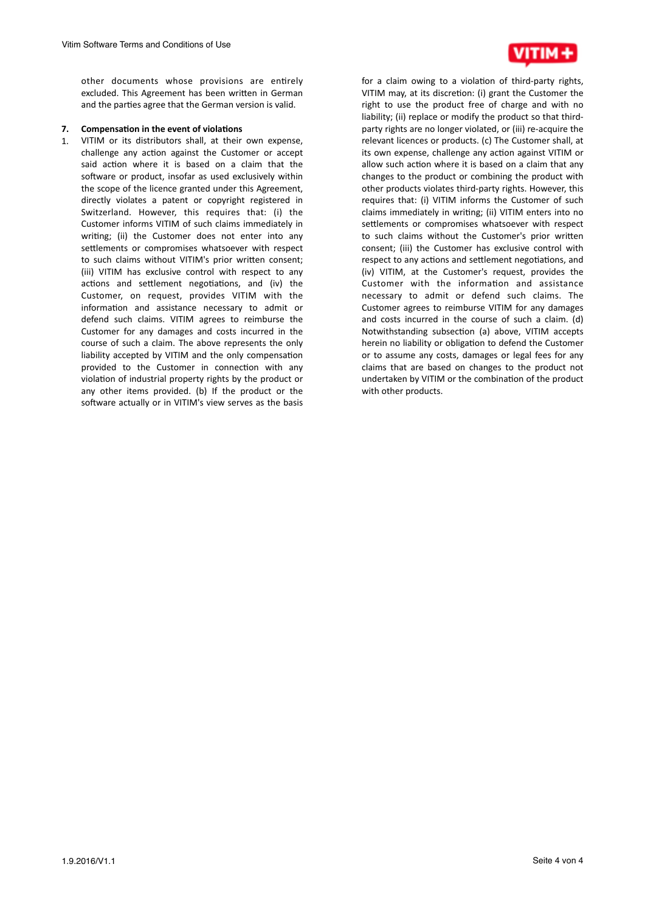other documents whose provisions are entirely excluded. This Agreement has been written in German and the parties agree that the German version is valid.

**7. Compensation in the event of violations**

1. VITIM or its distributors shall, at their own expense, challenge any action against the Customer or accept said action where it is based on a claim that the software or product, insofar as used exclusively within the scope of the licence granted under this Agreement, directly violates a patent or copyright registered in Switzerland. However, this requires that: (i) the Customer informs VITIM of such claims immediately in writing; (ii) the Customer does not enter into any settlements or compromises whatsoever with respect to such claims without VITIM's prior written consent; (iii) VITIM has exclusive control with respect to any actions and settlement negotiations, and (iv) the Customer, on request, provides VITIM with the information and assistance necessary to admit or defend such claims. VITIM agrees to reimburse the Customer for any damages and costs incurred in the course of such a claim. The above represents the only liability accepted by VITIM and the only compensation provided to the Customer in connection with any violation of industrial property rights by the product or any other items provided. (b) If the product or the software actually or in VITIM's view serves as the basis for a claim owing to a violation of third-party rights, VITIM may, at its discretion: (i) grant the Customer the right to use the product free of charge and with no liability; (ii) replace or modify the product so that third-party rights are no longer violated, or (iii) re-acquire the relevant licences or products. (c) The Customer shall, at its own expense, challenge any action against VITIM or allow such action where it is based on a claim that any changes to the product or combining the product with other products violates third-party rights. However, this requires that: (i) VITIM informs the Customer of such claims immediately in writing; (ii) VITIM enters into no settlements or compromises whatsoever with respect to such claims without the Customer's prior written consent; (iii) the Customer has exclusive control with respect to any actions and settlement negotiations, and (iv) VITIM, at the Customer's request, provides the Customer with the information and assistance necessary to admit or defend such claims. The Customer agrees to reimburse VITIM for any damages and costs incurred in the course of such a claim. (d) Notwithstanding subsection (a) above, VITIM accepts herein no liability or obligation to defend the Customer or to assume any costs, damages or legal fees for any claims that are based on changes to the product not undertaken by VITIM or the combination of the product with other products.